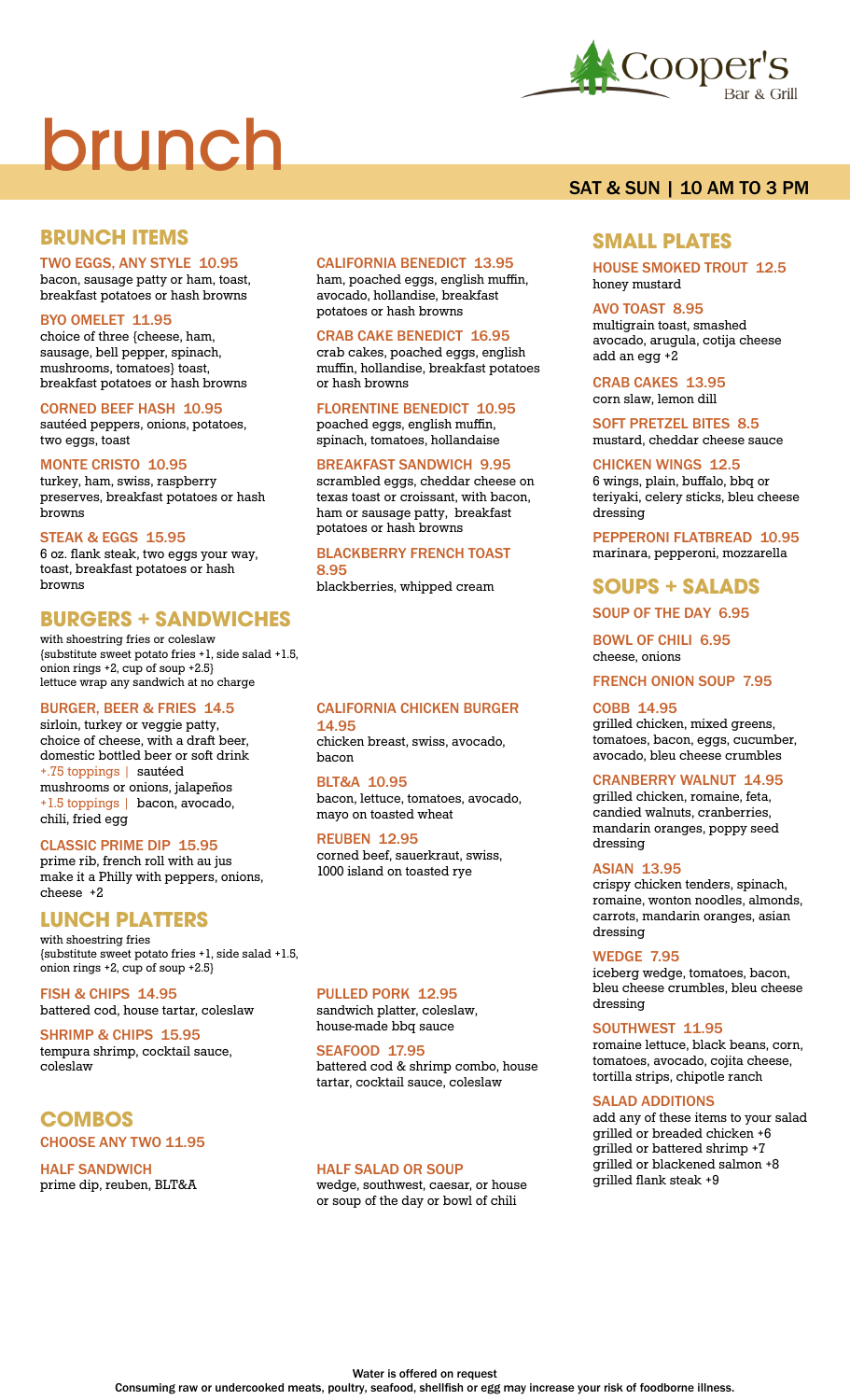Cooper's Bar & Grill

# brunch

SAT & SUN | 10 AM TO 3 PM

## BRUNCH ITEMS

**TWO EGGS, ANY STYLE 10.95**
bacon, sausage patty or ham, toast, breakfast potatoes or hash browns

**BYO OMELET 11.95**
choice of three {cheese, ham, sausage, bell pepper, spinach, mushrooms, tomatoes} toast, breakfast potatoes or hash browns

**CORNED BEEF HASH 10.95**
sautéed peppers, onions, potatoes, two eggs, toast

**MONTE CRISTO 10.95**
turkey, ham, swiss, raspberry preserves, breakfast potatoes or hash browns

**STEAK & EGGS 15.95**
6 oz. flank steak, two eggs your way, toast, breakfast potatoes or hash browns

**CALIFORNIA BENEDICT 13.95**
ham, poached eggs, english muffin, avocado, hollandise, breakfast potatoes or hash browns

**CRAB CAKE BENEDICT 16.95**
crab cakes, poached eggs, english muffin, hollandise, breakfast potatoes or hash browns

**FLORENTINE BENEDICT 10.95**
poached eggs, english muffin, spinach, tomatoes, hollandaise

**BREAKFAST SANDWICH 9.95**
scrambled eggs, cheddar cheese on texas toast or croissant, with bacon, ham or sausage patty, breakfast potatoes or hash browns

**BLACKBERRY FRENCH TOAST 8.95**
blackberries, whipped cream

## BURGERS + SANDWICHES

with shoestring fries or coleslaw
{substitute sweet potato fries +1, side salad +1.5, onion rings +2, cup of soup +2.5}
lettuce wrap any sandwich at no charge

**BURGER, BEER & FRIES 14.5**
sirloin, turkey or veggie patty, choice of cheese, with a draft beer, domestic bottled beer or soft drink
+.75 toppings | sautéed mushrooms or onions, jalapeños
+1.5 toppings | bacon, avocado, chili, fried egg

**CLASSIC PRIME DIP 15.95**
prime rib, french roll with au jus
make it a Philly with peppers, onions, cheese +2

**CALIFORNIA CHICKEN BURGER 14.95**
chicken breast, swiss, avocado, bacon

**BLT&A 10.95**
bacon, lettuce, tomatoes, avocado, mayo on toasted wheat

**REUBEN 12.95**
corned beef, sauerkraut, swiss, 1000 island on toasted rye

## LUNCH PLATTERS

with shoestring fries
{substitute sweet potato fries +1, side salad +1.5, onion rings +2, cup of soup +2.5}

**FISH & CHIPS 14.95**
battered cod, house tartar, coleslaw

**SHRIMP & CHIPS 15.95**
tempura shrimp, cocktail sauce, coleslaw

**PULLED PORK 12.95**
sandwich platter, coleslaw, house-made bbq sauce

**SEAFOOD 17.95**
battered cod & shrimp combo, house tartar, cocktail sauce, coleslaw

## COMBOS

**CHOOSE ANY TWO 11.95**

**HALF SANDWICH**
prime dip, reuben, BLT&A

**HALF SALAD OR SOUP**
wedge, southwest, caesar, or house or soup of the day or bowl of chili

## SMALL PLATES

**HOUSE SMOKED TROUT 12.5**
honey mustard

**AVO TOAST 8.95**
multigrain toast, smashed avocado, arugula, cotija cheese
add an egg +2

**CRAB CAKES 13.95**
corn slaw, lemon dill

**SOFT PRETZEL BITES 8.5**
mustard, cheddar cheese sauce

**CHICKEN WINGS 12.5**
6 wings, plain, buffalo, bbq or teriyaki, celery sticks, bleu cheese dressing

**PEPPERONI FLATBREAD 10.95**
marinara, pepperoni, mozzarella

## SOUPS + SALADS

**SOUP OF THE DAY 6.95**

**BOWL OF CHILI 6.95**
cheese, onions

**FRENCH ONION SOUP 7.95**

**COBB 14.95**
grilled chicken, mixed greens, tomatoes, bacon, eggs, cucumber, avocado, bleu cheese crumbles

**CRANBERRY WALNUT 14.95**
grilled chicken, romaine, feta, candied walnuts, cranberries, mandarin oranges, poppy seed dressing

**ASIAN 13.95**
crispy chicken tenders, spinach, romaine, wonton noodles, almonds, carrots, mandarin oranges, asian dressing

**WEDGE 7.95**
iceberg wedge, tomatoes, bacon, bleu cheese crumbles, bleu cheese dressing

**SOUTHWEST 11.95**
romaine lettuce, black beans, corn, tomatoes, avocado, cojita cheese, tortilla strips, chipotle ranch

**SALAD ADDITIONS**
add any of these items to your salad
grilled or breaded chicken +6
grilled or battered shrimp +7
grilled or blackened salmon +8
grilled flank steak +9

Water is offered on request
Consuming raw or undercooked meats, poultry, seafood, shellfish or egg may increase your risk of foodborne illness.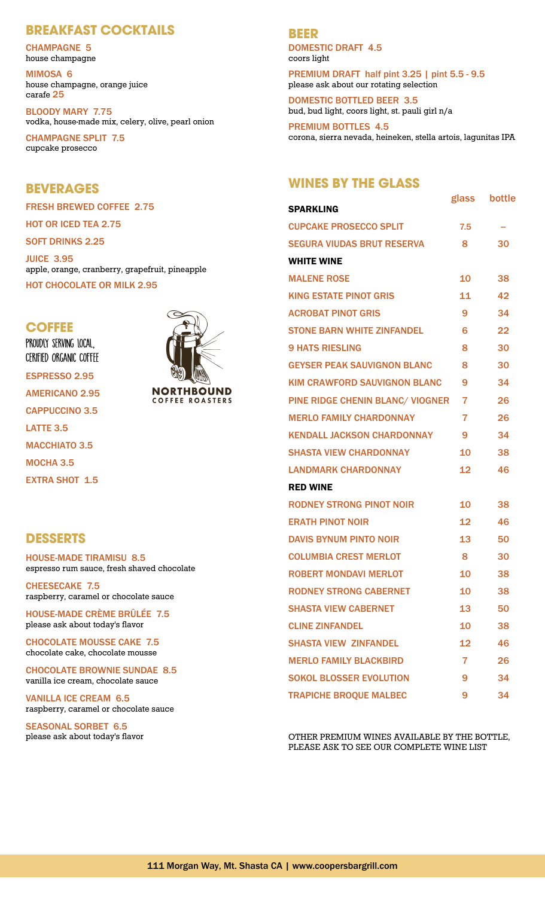## BREAKFAST COCKTAILS

**CHAMPAGNE 5**
house champagne

**MIMOSA 6**
house champagne, orange juice
carafe 25

**BLOODY MARY 7.75**
vodka, house-made mix, celery, olive, pearl onion

**CHAMPAGNE SPLIT 7.5**
cupcake prosecco

## BEVERAGES

**FRESH BREWED COFFEE 2.75**

**HOT OR ICED TEA 2.75**

**SOFT DRINKS 2.25**

**JUICE 3.95**
apple, orange, cranberry, grapefruit, pineapple

**HOT CHOCOLATE OR MILK 2.95**

## COFFEE

PROUDLY SERVING LOCAL, CERIFIED ORGANIC COFFEE

NORTHBOUND COFFEE ROASTERS

**ESPRESSO 2.95**

**AMERICANO 2.95**

**CAPPUCCINO 3.5**

**LATTE 3.5**

**MACCHIATO 3.5**

**MOCHA 3.5**

**EXTRA SHOT 1.5**

## DESSERTS

**HOUSE-MADE TIRAMISU 8.5**
espresso rum sauce, fresh shaved chocolate

**CHEESECAKE 7.5**
raspberry, caramel or chocolate sauce

**HOUSE-MADE CRÈME BRÛLÉE 7.5**
please ask about today's flavor

**CHOCOLATE MOUSSE CAKE 7.5**
chocolate cake, chocolate mousse

**CHOCOLATE BROWNIE SUNDAE 8.5**
vanilla ice cream, chocolate sauce

**VANILLA ICE CREAM 6.5**
raspberry, caramel or chocolate sauce

**SEASONAL SORBET 6.5**
please ask about today's flavor

## BEER

**DOMESTIC DRAFT 4.5**
coors light

**PREMIUM DRAFT half pint 3.25 | pint 5.5 - 9.5**
please ask about our rotating selection

**DOMESTIC BOTTLED BEER 3.5**
bud, bud light, coors light, st. pauli girl n/a

**PREMIUM BOTTLES 4.5**
corona, sierra nevada, heineken, stella artois, lagunitas IPA

## WINES BY THE GLASS

| | glass | bottle |
|---|---|---|
| **SPARKLING** | | |
| CUPCAKE PROSECCO SPLIT | 7.5 | – |
| SEGURA VIUDAS BRUT RESERVA | 8 | 30 |
| **WHITE WINE** | | |
| MALENE ROSE | 10 | 38 |
| KING ESTATE PINOT GRIS | 11 | 42 |
| ACROBAT PINOT GRIS | 9 | 34 |
| STONE BARN WHITE ZINFANDEL | 6 | 22 |
| 9 HATS RIESLING | 8 | 30 |
| GEYSER PEAK SAUVIGNON BLANC | 8 | 30 |
| KIM CRAWFORD SAUVIGNON BLANC | 9 | 34 |
| PINE RIDGE CHENIN BLANC/ VIOGNER | 7 | 26 |
| MERLO FAMILY CHARDONNAY | 7 | 26 |
| KENDALL JACKSON CHARDONNAY | 9 | 34 |
| SHASTA VIEW CHARDONNAY | 10 | 38 |
| LANDMARK CHARDONNAY | 12 | 46 |
| **RED WINE** | | |
| RODNEY STRONG PINOT NOIR | 10 | 38 |
| ERATH PINOT NOIR | 12 | 46 |
| DAVIS BYNUM PINTO NOIR | 13 | 50 |
| COLUMBIA CREST MERLOT | 8 | 30 |
| ROBERT MONDAVI MERLOT | 10 | 38 |
| RODNEY STRONG CABERNET | 10 | 38 |
| SHASTA VIEW CABERNET | 13 | 50 |
| CLINE ZINFANDEL | 10 | 38 |
| SHASTA VIEW ZINFANDEL | 12 | 46 |
| MERLO FAMILY BLACKBIRD | 7 | 26 |
| SOKOL BLOSSER EVOLUTION | 9 | 34 |
| TRAPICHE BROQUE MALBEC | 9 | 34 |

OTHER PREMIUM WINES AVAILABLE BY THE BOTTLE, PLEASE ASK TO SEE OUR COMPLETE WINE LIST

111 Morgan Way, Mt. Shasta CA | www.coopersbargrill.com